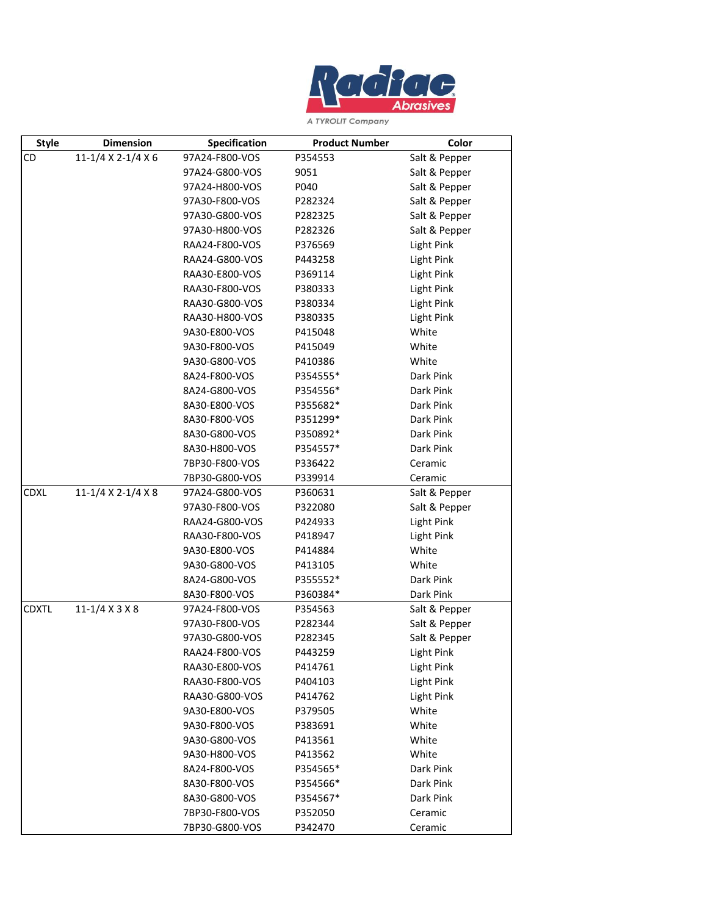Radiac Abrasives

A TYROLIT Company

| Style | Dimension | Specification | Product Number | Color |
|---|---|---|---|---|
| CD | 11-1/4 X 2-1/4 X 6 | 97A24-F800-VOS | P354553 | Salt & Pepper |
| | | 97A24-G800-VOS | 9051 | Salt & Pepper |
| | | 97A24-H800-VOS | P040 | Salt & Pepper |
| | | 97A30-F800-VOS | P282324 | Salt & Pepper |
| | | 97A30-G800-VOS | P282325 | Salt & Pepper |
| | | 97A30-H800-VOS | P282326 | Salt & Pepper |
| | | RAA24-F800-VOS | P376569 | Light Pink |
| | | RAA24-G800-VOS | P443258 | Light Pink |
| | | RAA30-E800-VOS | P369114 | Light Pink |
| | | RAA30-F800-VOS | P380333 | Light Pink |
| | | RAA30-G800-VOS | P380334 | Light Pink |
| | | RAA30-H800-VOS | P380335 | Light Pink |
| | | 9A30-E800-VOS | P415048 | White |
| | | 9A30-F800-VOS | P415049 | White |
| | | 9A30-G800-VOS | P410386 | White |
| | | 8A24-F800-VOS | P354555* | Dark Pink |
| | | 8A24-G800-VOS | P354556* | Dark Pink |
| | | 8A30-E800-VOS | P355682* | Dark Pink |
| | | 8A30-F800-VOS | P351299* | Dark Pink |
| | | 8A30-G800-VOS | P350892* | Dark Pink |
| | | 8A30-H800-VOS | P354557* | Dark Pink |
| | | 7BP30-F800-VOS | P336422 | Ceramic |
| | | 7BP30-G800-VOS | P339914 | Ceramic |
| CDXL | 11-1/4 X 2-1/4 X 8 | 97A24-G800-VOS | P360631 | Salt & Pepper |
| | | 97A30-F800-VOS | P322080 | Salt & Pepper |
| | | RAA24-G800-VOS | P424933 | Light Pink |
| | | RAA30-F800-VOS | P418947 | Light Pink |
| | | 9A30-E800-VOS | P414884 | White |
| | | 9A30-G800-VOS | P413105 | White |
| | | 8A24-G800-VOS | P355552* | Dark Pink |
| | | 8A30-F800-VOS | P360384* | Dark Pink |
| CDXTL | 11-1/4 X 3 X 8 | 97A24-F800-VOS | P354563 | Salt & Pepper |
| | | 97A30-F800-VOS | P282344 | Salt & Pepper |
| | | 97A30-G800-VOS | P282345 | Salt & Pepper |
| | | RAA24-F800-VOS | P443259 | Light Pink |
| | | RAA30-E800-VOS | P414761 | Light Pink |
| | | RAA30-F800-VOS | P404103 | Light Pink |
| | | RAA30-G800-VOS | P414762 | Light Pink |
| | | 9A30-E800-VOS | P379505 | White |
| | | 9A30-F800-VOS | P383691 | White |
| | | 9A30-G800-VOS | P413561 | White |
| | | 9A30-H800-VOS | P413562 | White |
| | | 8A24-F800-VOS | P354565* | Dark Pink |
| | | 8A30-F800-VOS | P354566* | Dark Pink |
| | | 8A30-G800-VOS | P354567* | Dark Pink |
| | | 7BP30-F800-VOS | P352050 | Ceramic |
| | | 7BP30-G800-VOS | P342470 | Ceramic |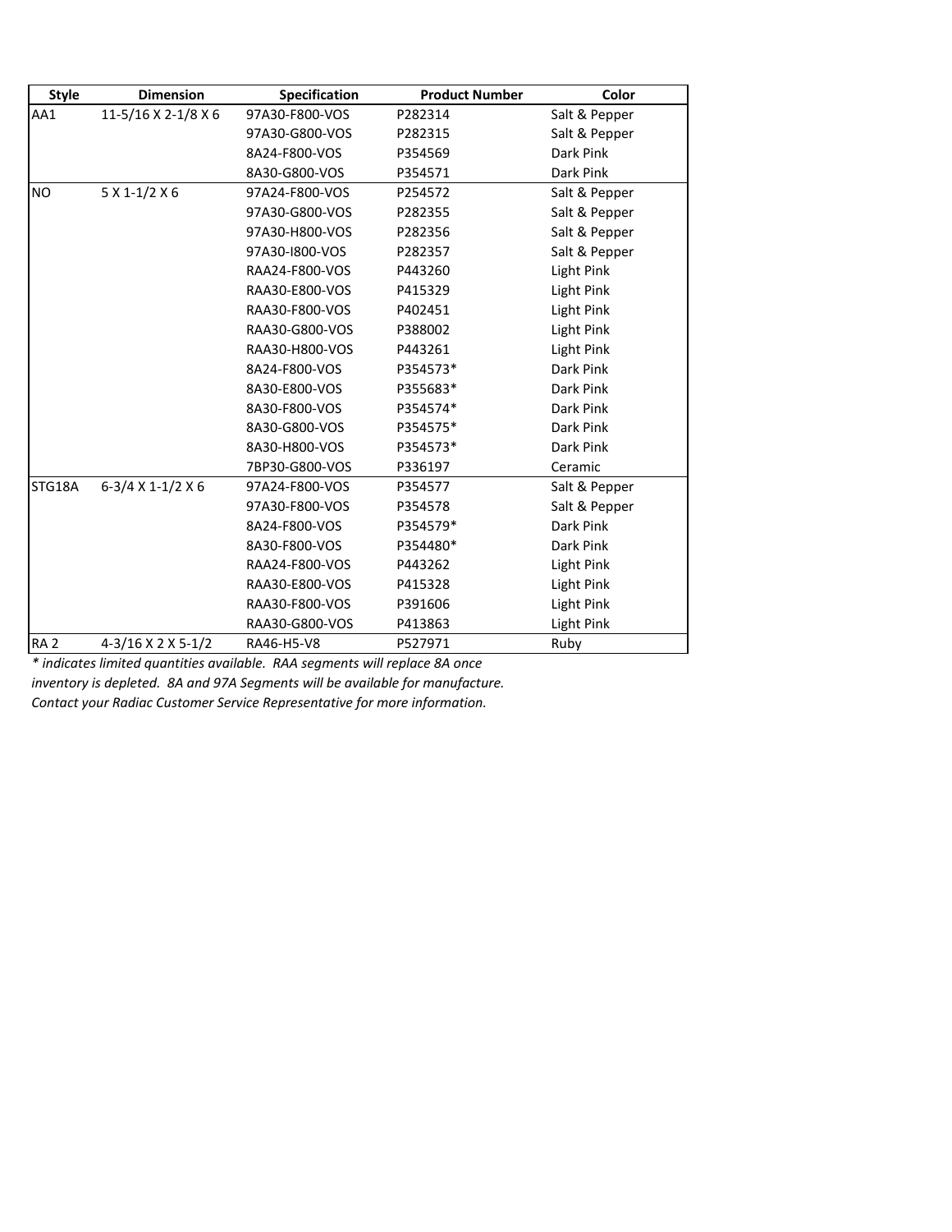| Style | Dimension | Specification | Product Number | Color |
|---|---|---|---|---|
| AA1 | 11-5/16 X 2-1/8 X 6 | 97A30-F800-VOS | P282314 | Salt & Pepper |
| | | 97A30-G800-VOS | P282315 | Salt & Pepper |
| | | 8A24-F800-VOS | P354569 | Dark Pink |
| | | 8A30-G800-VOS | P354571 | Dark Pink |
| NO | 5 X 1-1/2 X 6 | 97A24-F800-VOS | P254572 | Salt & Pepper |
| | | 97A30-G800-VOS | P282355 | Salt & Pepper |
| | | 97A30-H800-VOS | P282356 | Salt & Pepper |
| | | 97A30-I800-VOS | P282357 | Salt & Pepper |
| | | RAA24-F800-VOS | P443260 | Light Pink |
| | | RAA30-E800-VOS | P415329 | Light Pink |
| | | RAA30-F800-VOS | P402451 | Light Pink |
| | | RAA30-G800-VOS | P388002 | Light Pink |
| | | RAA30-H800-VOS | P443261 | Light Pink |
| | | 8A24-F800-VOS | P354573* | Dark Pink |
| | | 8A30-E800-VOS | P355683* | Dark Pink |
| | | 8A30-F800-VOS | P354574* | Dark Pink |
| | | 8A30-G800-VOS | P354575* | Dark Pink |
| | | 8A30-H800-VOS | P354573* | Dark Pink |
| | | 7BP30-G800-VOS | P336197 | Ceramic |
| STG18A | 6-3/4 X 1-1/2 X 6 | 97A24-F800-VOS | P354577 | Salt & Pepper |
| | | 97A30-F800-VOS | P354578 | Salt & Pepper |
| | | 8A24-F800-VOS | P354579* | Dark Pink |
| | | 8A30-F800-VOS | P354480* | Dark Pink |
| | | RAA24-F800-VOS | P443262 | Light Pink |
| | | RAA30-E800-VOS | P415328 | Light Pink |
| | | RAA30-F800-VOS | P391606 | Light Pink |
| | | RAA30-G800-VOS | P413863 | Light Pink |
| RA 2 | 4-3/16 X 2 X 5-1/2 | RA46-H5-V8 | P527971 | Ruby |

*\* indicates limited quantities available. RAA segments will replace 8A once inventory is depleted. 8A and 97A Segments will be available for manufacture. Contact your Radiac Customer Service Representative for more information.*